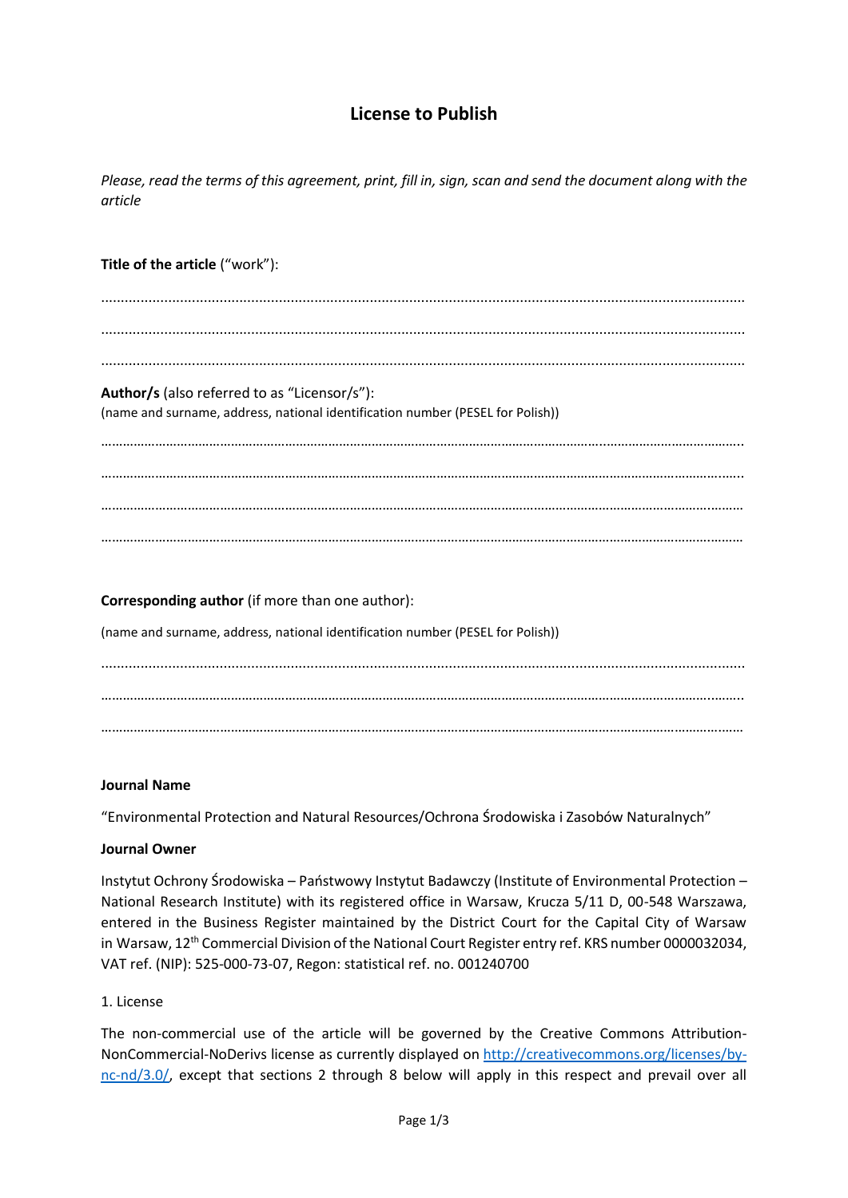# License to Publish

*Please, read the terms of this agreement, print, fill in, sign, scan and send the document along with the article*

**Title of the article** ("work"):

.................................................................................................................................................................

.................................................................................................................................................................

.................................................................................................................................................................

**Author/s** (also referred to as "Licensor/s"):
(name and surname, address, national identification number (PESEL for Polish))

……………………………………………………………………………………………………………………………………………………….

……………………………………………………………………………………………………………………………………………………….

……………………………………………………………………………………………………………………………………………………….

……………………………………………………………………………………………………………………………………………………….

**Corresponding author** (if more than one author):

(name and surname, address, national identification number (PESEL for Polish))

.................................................................................................................................................................

……………………………………………………………………………………………………………………………………………………….

……………………………………………………………………………………………………………………………………………………….

**Journal Name**

"Environmental Protection and Natural Resources/Ochrona Środowiska i Zasobów Naturalnych"

**Journal Owner**

Instytut Ochrony Środowiska – Państwowy Instytut Badawczy (Institute of Environmental Protection – National Research Institute) with its registered office in Warsaw, Krucza 5/11 D, 00-548 Warszawa, entered in the Business Register maintained by the District Court for the Capital City of Warsaw in Warsaw, 12th Commercial Division of the National Court Register entry ref. KRS number 0000032034, VAT ref. (NIP): 525-000-73-07, Regon: statistical ref. no. 001240700

1. License

The non-commercial use of the article will be governed by the Creative Commons Attribution-NonCommercial-NoDerivs license as currently displayed on http://creativecommons.org/licenses/by-nc-nd/3.0/, except that sections 2 through 8 below will apply in this respect and prevail over all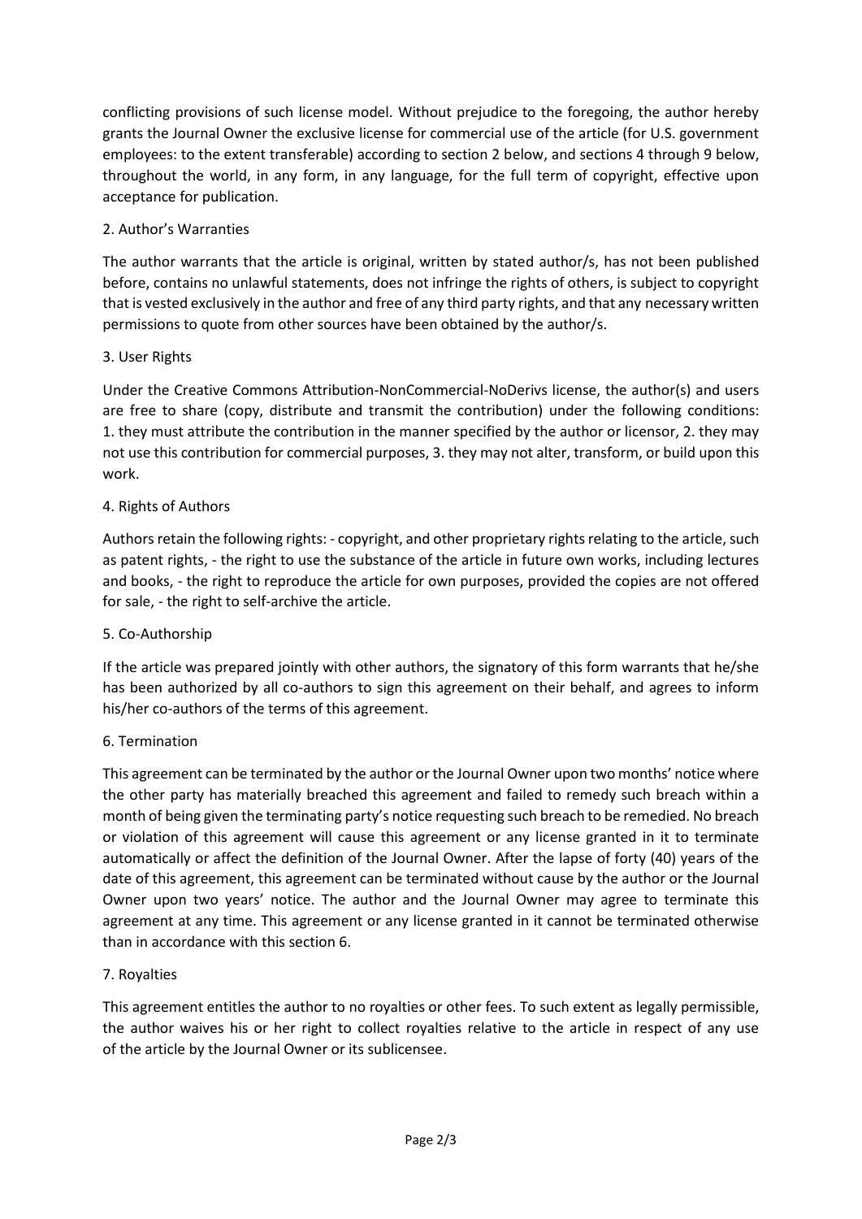conflicting provisions of such license model. Without prejudice to the foregoing, the author hereby grants the Journal Owner the exclusive license for commercial use of the article (for U.S. government employees: to the extent transferable) according to section 2 below, and sections 4 through 9 below, throughout the world, in any form, in any language, for the full term of copyright, effective upon acceptance for publication.

## 2. Author's Warranties

The author warrants that the article is original, written by stated author/s, has not been published before, contains no unlawful statements, does not infringe the rights of others, is subject to copyright that is vested exclusively in the author and free of any third party rights, and that any necessary written permissions to quote from other sources have been obtained by the author/s.

## 3. User Rights

Under the Creative Commons Attribution-NonCommercial-NoDerivs license, the author(s) and users are free to share (copy, distribute and transmit the contribution) under the following conditions: 1. they must attribute the contribution in the manner specified by the author or licensor, 2. they may not use this contribution for commercial purposes, 3. they may not alter, transform, or build upon this work.

## 4. Rights of Authors

Authors retain the following rights: - copyright, and other proprietary rights relating to the article, such as patent rights, - the right to use the substance of the article in future own works, including lectures and books, - the right to reproduce the article for own purposes, provided the copies are not offered for sale, - the right to self-archive the article.

## 5. Co-Authorship

If the article was prepared jointly with other authors, the signatory of this form warrants that he/she has been authorized by all co-authors to sign this agreement on their behalf, and agrees to inform his/her co-authors of the terms of this agreement.

## 6. Termination

This agreement can be terminated by the author or the Journal Owner upon two months' notice where the other party has materially breached this agreement and failed to remedy such breach within a month of being given the terminating party's notice requesting such breach to be remedied. No breach or violation of this agreement will cause this agreement or any license granted in it to terminate automatically or affect the definition of the Journal Owner. After the lapse of forty (40) years of the date of this agreement, this agreement can be terminated without cause by the author or the Journal Owner upon two years' notice. The author and the Journal Owner may agree to terminate this agreement at any time. This agreement or any license granted in it cannot be terminated otherwise than in accordance with this section 6.

## 7. Royalties

This agreement entitles the author to no royalties or other fees. To such extent as legally permissible, the author waives his or her right to collect royalties relative to the article in respect of any use of the article by the Journal Owner or its sublicensee.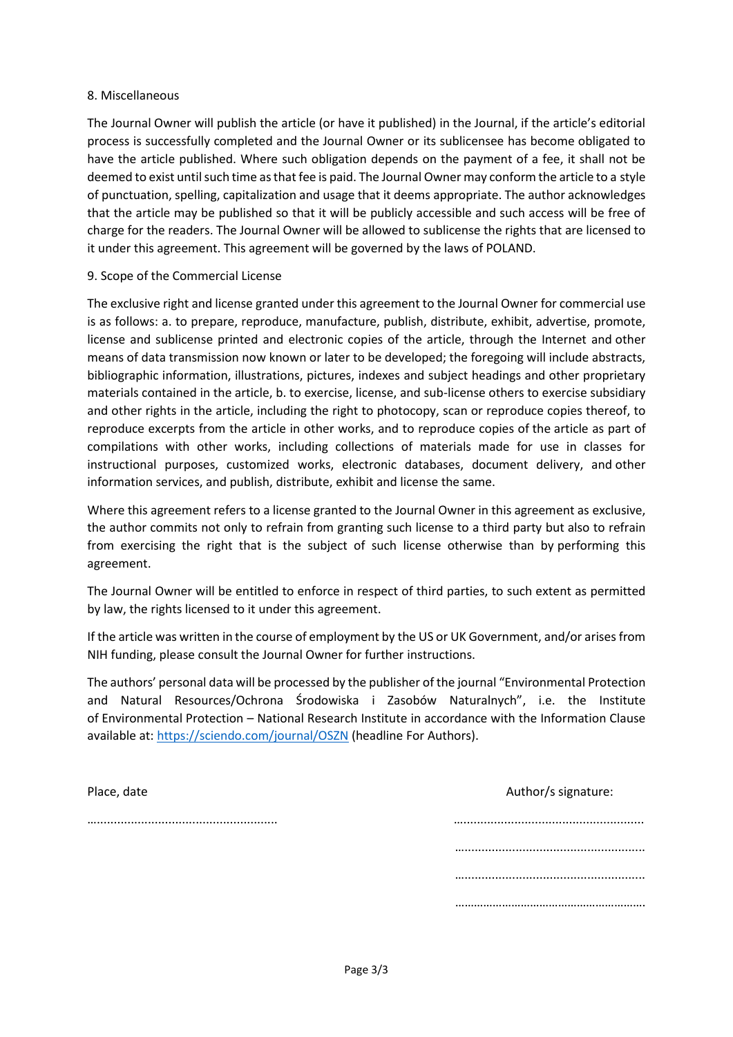8. Miscellaneous

The Journal Owner will publish the article (or have it published) in the Journal, if the article's editorial process is successfully completed and the Journal Owner or its sublicensee has become obligated to have the article published. Where such obligation depends on the payment of a fee, it shall not be deemed to exist until such time as that fee is paid. The Journal Owner may conform the article to a style of punctuation, spelling, capitalization and usage that it deems appropriate. The author acknowledges that the article may be published so that it will be publicly accessible and such access will be free of charge for the readers. The Journal Owner will be allowed to sublicense the rights that are licensed to it under this agreement. This agreement will be governed by the laws of POLAND.

9. Scope of the Commercial License

The exclusive right and license granted under this agreement to the Journal Owner for commercial use is as follows: a. to prepare, reproduce, manufacture, publish, distribute, exhibit, advertise, promote, license and sublicense printed and electronic copies of the article, through the Internet and other means of data transmission now known or later to be developed; the foregoing will include abstracts, bibliographic information, illustrations, pictures, indexes and subject headings and other proprietary materials contained in the article, b. to exercise, license, and sub-license others to exercise subsidiary and other rights in the article, including the right to photocopy, scan or reproduce copies thereof, to reproduce excerpts from the article in other works, and to reproduce copies of the article as part of compilations with other works, including collections of materials made for use in classes for instructional purposes, customized works, electronic databases, document delivery, and other information services, and publish, distribute, exhibit and license the same.

Where this agreement refers to a license granted to the Journal Owner in this agreement as exclusive, the author commits not only to refrain from granting such license to a third party but also to refrain from exercising the right that is the subject of such license otherwise than by performing this agreement.

The Journal Owner will be entitled to enforce in respect of third parties, to such extent as permitted by law, the rights licensed to it under this agreement.

If the article was written in the course of employment by the US or UK Government, and/or arises from NIH funding, please consult the Journal Owner for further instructions.

The authors' personal data will be processed by the publisher of the journal "Environmental Protection and Natural Resources/Ochrona Środowiska i Zasobów Naturalnych", i.e. the Institute of Environmental Protection – National Research Institute in accordance with the Information Clause available at: https://sciendo.com/journal/OSZN (headline For Authors).

Place, date

.......................................................

Author/s signature:

.......................................................

.......................................................

.......................................................

.......................................................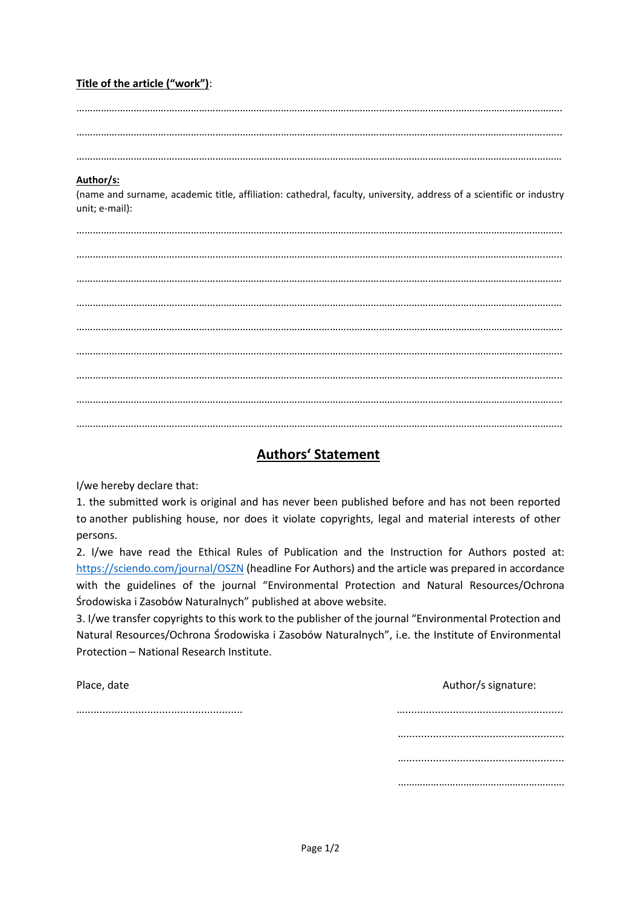**Title of the article ("work")**:

……………………………………………………………………………………………………………………………………………………..

……………………………………………………………………………………………………………………………………………………..

……………………………………………………………………………………………………………………………………………………

**Author/s:**

(name and surname, academic title, affiliation: cathedral, faculty, university, address of a scientific or industry unit; e-mail):

……………………………………………………………………………………………………………………………………………………..

……………………………………………………………………………………………………………………………………………………..

……………………………………………………………………………………………………………………………………………………

……………………………………………………………………………………………………………………………………………………

……………………………………………………………………………………………………………………………………………………..

……………………………………………………………………………………………………………………………………………………..

……………………………………………………………………………………………………………………………………………………..

……………………………………………………………………………………………………………………………………………………..

……………………………………………………………………………………………………………………………………………………..

## Authors' Statement

I/we hereby declare that:

1. the submitted work is original and has never been published before and has not been reported to another publishing house, nor does it violate copyrights, legal and material interests of other persons.
2. I/we have read the Ethical Rules of Publication and the Instruction for Authors posted at: https://sciendo.com/journal/OSZN (headline For Authors) and the article was prepared in accordance with the guidelines of the journal "Environmental Protection and Natural Resources/Ochrona Środowiska i Zasobów Naturalnych" published at above website.
3. I/we transfer copyrights to this work to the publisher of the journal "Environmental Protection and Natural Resources/Ochrona Środowiska i Zasobów Naturalnych", i.e. the Institute of Environmental Protection – National Research Institute.

Place, date

……………………………………………….

Author/s signature:

……………………………………………….

……………………………………………….

……………………………………………….

……………………………………………….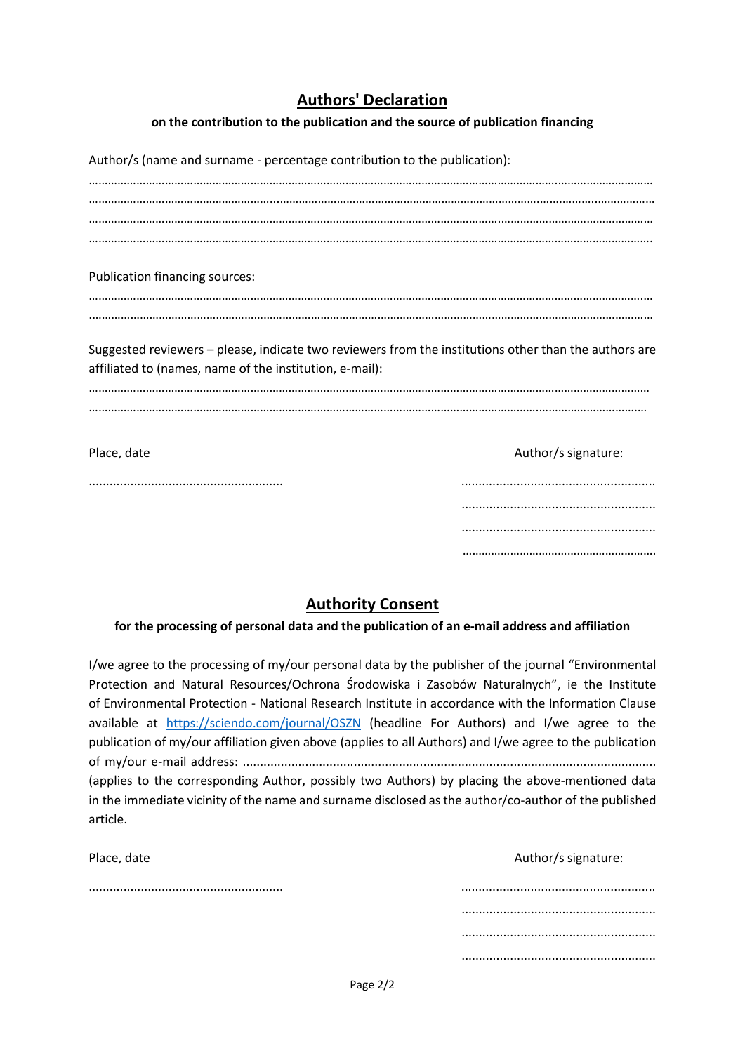## Authors' Declaration

**on the contribution to the publication and the source of publication financing**

Author/s (name and surname - percentage contribution to the publication):

………………………………………………………………………………………………………………………………………………………

………………………………………………………………………………………………………………………………………………………

………………………………………………………………………………………………………………………………………………………

………………………………………………………………………………………………………………………………………………………

Publication financing sources:

………………………………………………………………………………………………………………………………………………………

………………………………………………………………………………………………………………………………………………………

Suggested reviewers – please, indicate two reviewers from the institutions other than the authors are affiliated to (names, name of the institution, e-mail):

………………………………………………………………………………………………………………………………………………………

………………………………………………………………………………………………………………………………………………………

Place, date Author/s signature:

........................................................ ........................................................

........................................................

........................................................

………………………………………………….

## Authority Consent

**for the processing of personal data and the publication of an e-mail address and affiliation**

I/we agree to the processing of my/our personal data by the publisher of the journal "Environmental Protection and Natural Resources/Ochrona Środowiska i Zasobów Naturalnych", ie the Institute of Environmental Protection - National Research Institute in accordance with the Information Clause available at https://sciendo.com/journal/OSZN (headline For Authors) and I/we agree to the publication of my/our affiliation given above (applies to all Authors) and I/we agree to the publication of my/our e-mail address: ...................................................................................................................... (applies to the corresponding Author, possibly two Authors) by placing the above-mentioned data in the immediate vicinity of the name and surname disclosed as the author/co-author of the published article.

Place, date Author/s signature:

........................................................ ........................................................

........................................................

........................................................

........................................................